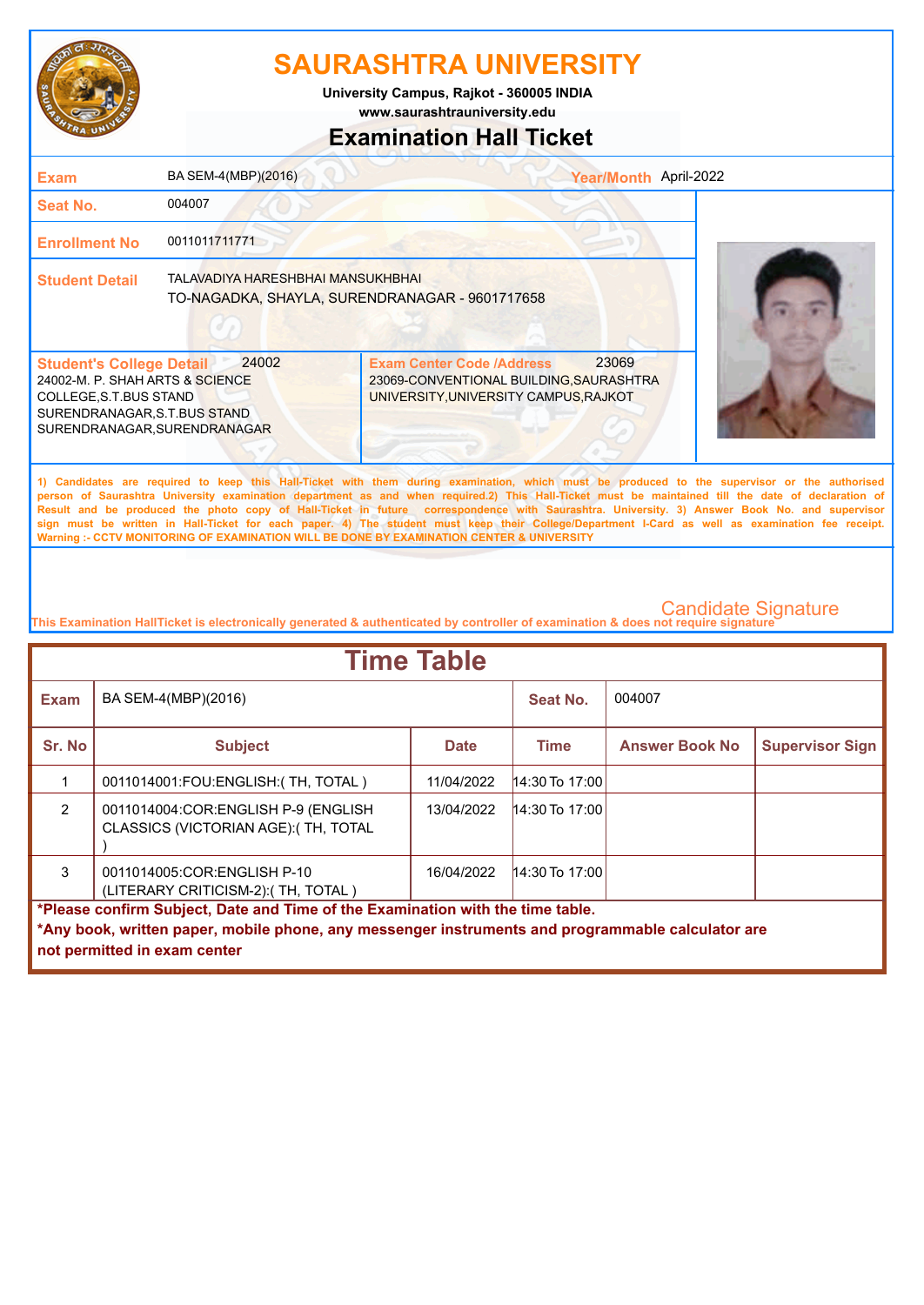# SAURASHTRA UNIVERSITY

**University Campus, Rajkot - 360005 INDIA**

**www.saurashtrauniversity.edu**

## Examination Hall Ticket

| | | | |
|---|---|---|---|
| **Exam** | BA SEM-4(MBP)(2016) | **Year/Month** | April-2022 |
| **Seat No.** | 004007 | | |
| **Enrollment No** | 0011011711771 | | |
| **Student Detail** | TALAVADIYA HARESHBHAI MANSUKHBHAI<br>TO-NAGADKA, SHAYLA, SURENDRANAGAR - 9601717658 | | |

| **Student's College Detail** 24002 | **Exam Center Code /Address** 23069 |
|---|---|
| 24002-M. P. SHAH ARTS & SCIENCE COLLEGE,S.T.BUS STAND SURENDRANAGAR,S.T.BUS STAND SURENDRANAGAR,SURENDRANAGAR | 23069-CONVENTIONAL BUILDING,SAURASHTRA UNIVERSITY,UNIVERSITY CAMPUS,RAJKOT |

**1) Candidates are required to keep this Hall-Ticket with them during examination, which must be produced to the supervisor or the authorised person of Saurashtra University examination department as and when required.2) This Hall-Ticket must be maintained till the date of declaration of Result and be produced the photo copy of Hall-Ticket in future correspondence with Saurashtra. University. 3) Answer Book No. and supervisor sign must be written in Hall-Ticket for each paper. 4) The student must keep their College/Department I-Card as well as examination fee receipt. Warning :- CCTV MONITORING OF EXAMINATION WILL BE DONE BY EXAMINATION CENTER & UNIVERSITY**

Candidate Signature

This Examination HallTicket is electronically generated & authenticated by controller of examination & does not require signature

## Time Table

| **Exam** | BA SEM-4(MBP)(2016) | | **Seat No.** | 004007 | |
|---|---|---|---|---|---|
| **Sr. No** | **Subject** | **Date** | **Time** | **Answer Book No** | **Supervisor Sign** |
| 1 | 0011014001:FOU:ENGLISH:( TH, TOTAL ) | 11/04/2022 | 14:30 To 17:00 | | |
| 2 | 0011014004:COR:ENGLISH P-9 (ENGLISH CLASSICS (VICTORIAN AGE):( TH, TOTAL ) | 13/04/2022 | 14:30 To 17:00 | | |
| 3 | 0011014005:COR:ENGLISH P-10 (LITERARY CRITICISM-2):( TH, TOTAL ) | 16/04/2022 | 14:30 To 17:00 | | |

**\*Please confirm Subject, Date and Time of the Examination with the time table.**

**\*Any book, written paper, mobile phone, any messenger instruments and programmable calculator are not permitted in exam center**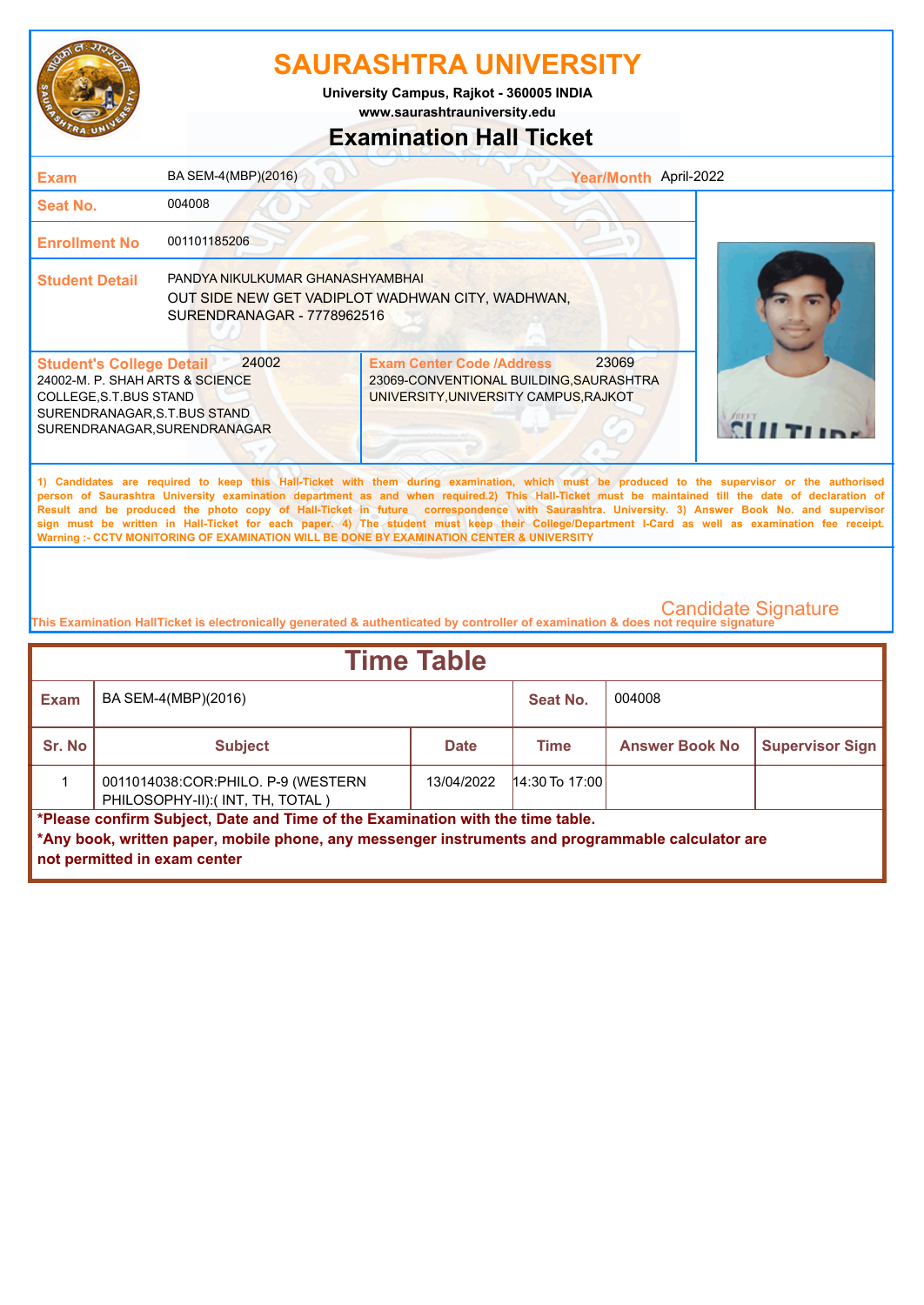# SAURASHTRA UNIVERSITY

**University Campus, Rajkot - 360005 INDIA**
**www.saurashtrauniversity.edu**

## Examination Hall Ticket

| | | | |
|---|---|---|---|
| **Exam** | BA SEM-4(MBP)(2016) | **Year/Month** | April-2022 |
| **Seat No.** | 004008 | | |
| **Enrollment No** | 001101185206 | | |
| **Student Detail** | PANDYA NIKULKUMAR GHANASHYAMBHAI<br>OUT SIDE NEW GET VADIPLOT WADHWAN CITY, WADHWAN, SURENDRANAGAR - 7778962516 | | |

**Student's College Detail** 24002
24002-M. P. SHAH ARTS & SCIENCE COLLEGE,S.T.BUS STAND SURENDRANAGAR,S.T.BUS STAND SURENDRANAGAR,SURENDRANAGAR

**Exam Center Code /Address** 23069
23069-CONVENTIONAL BUILDING,SAURASHTRA UNIVERSITY,UNIVERSITY CAMPUS,RAJKOT

1) Candidates are required to keep this Hall-Ticket with them during examination, which must be produced to the supervisor or the authorised person of Saurashtra University examination department as and when required.2) This Hall-Ticket must be maintained till the date of declaration of Result and be produced the photo copy of Hall-Ticket in future correspondence with Saurashtra. University. 3) Answer Book No. and supervisor sign must be written in Hall-Ticket for each paper. 4) The student must keep their College/Department I-Card as well as examination fee receipt.
Warning :- CCTV MONITORING OF EXAMINATION WILL BE DONE BY EXAMINATION CENTER & UNIVERSITY

Candidate Signature

This Examination HallTicket is electronically generated & authenticated by controller of examination & does not require signature

## Time Table

**Exam:** BA SEM-4(MBP)(2016) **Seat No.:** 004008

| Sr. No | Subject | Date | Time | Answer Book No | Supervisor Sign |
|---|---|---|---|---|---|
| 1 | 0011014038:COR:PHILO. P-9 (WESTERN PHILOSOPHY-II):( INT, TH, TOTAL ) | 13/04/2022 | 14:30 To 17:00 | | |

**\*Please confirm Subject, Date and Time of the Examination with the time table.**
**\*Any book, written paper, mobile phone, any messenger instruments and programmable calculator are not permitted in exam center**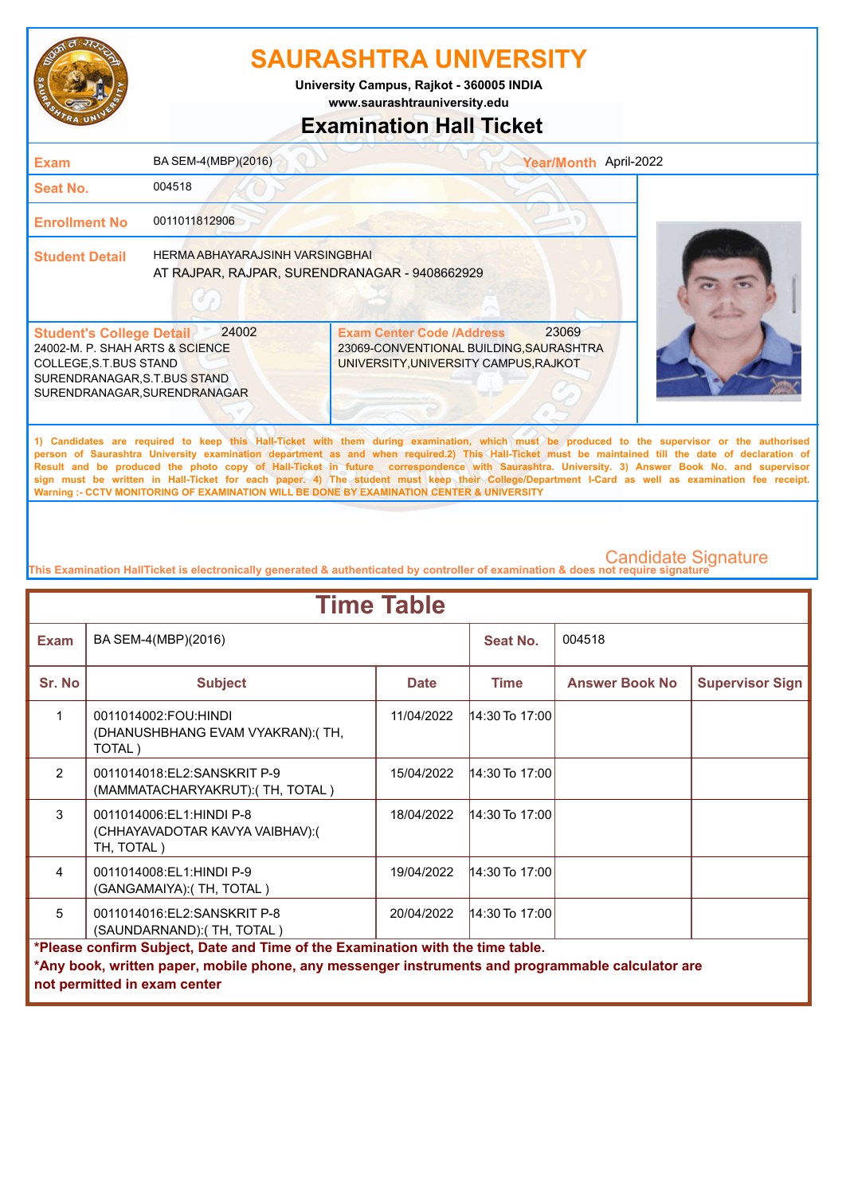# SAURASHTRA UNIVERSITY

University Campus, Rajkot - 360005 INDIA

www.saurashtrauniversity.edu

## Examination Hall Ticket

| | | | |
|---|---|---|---|
| **Exam** | BA SEM-4(MBP)(2016) | **Year/Month** | April-2022 |
| **Seat No.** | 004518 | | |
| **Enrollment No** | 0011011812906 | | |
| **Student Detail** | HERMA ABHAYARAJSINH VARSINGBHAI<br>AT RAJPAR, RAJPAR, SURENDRANAGAR - 9408662929 | | |

| **Student's College Detail** 24002 | **Exam Center Code /Address** 23069 |
|---|---|
| 24002-M. P. SHAH ARTS & SCIENCE COLLEGE,S.T.BUS STAND SURENDRANAGAR,S.T.BUS STAND SURENDRANAGAR,SURENDRANAGAR | 23069-CONVENTIONAL BUILDING,SAURASHTRA UNIVERSITY,UNIVERSITY CAMPUS,RAJKOT |

1) Candidates are required to keep this Hall-Ticket with them during examination, which must be produced to the supervisor or the authorised person of Saurashtra University examination department as and when required.2) This Hall-Ticket must be maintained till the date of declaration of Result and be produced the photo copy of Hall-Ticket in future correspondence with Saurashtra. University. 3) Answer Book No. and supervisor sign must be written in Hall-Ticket for each paper. 4) The student must keep their College/Department I-Card as well as examination fee receipt.
Warning :- CCTV MONITORING OF EXAMINATION WILL BE DONE BY EXAMINATION CENTER & UNIVERSITY

Candidate Signature

This Examination HallTicket is electronically generated & authenticated by controller of examination & does not require signature

## Time Table

| Exam | BA SEM-4(MBP)(2016) | | Seat No. | 004518 | |
|---|---|---|---|---|---|
| **Sr. No** | **Subject** | **Date** | **Time** | **Answer Book No** | **Supervisor Sign** |
| 1 | 0011014002:FOU:HINDI (DHANUSHBHANG EVAM VYAKRAN):( TH, TOTAL ) | 11/04/2022 | 14:30 To 17:00 | | |
| 2 | 0011014018:EL2:SANSKRIT P-9 (MAMMATACHARYAKRUT):( TH, TOTAL ) | 15/04/2022 | 14:30 To 17:00 | | |
| 3 | 0011014006:EL1:HINDI P-8 (CHHAYAVADOTAR KAVYA VAIBHAV):( TH, TOTAL ) | 18/04/2022 | 14:30 To 17:00 | | |
| 4 | 0011014008:EL1:HINDI P-9 (GANGAMAIYA):( TH, TOTAL ) | 19/04/2022 | 14:30 To 17:00 | | |
| 5 | 0011014016:EL2:SANSKRIT P-8 (SAUNDARNAND):( TH, TOTAL ) | 20/04/2022 | 14:30 To 17:00 | | |

**\*Please confirm Subject, Date and Time of the Examination with the time table.**

**\*Any book, written paper, mobile phone, any messenger instruments and programmable calculator are not permitted in exam center**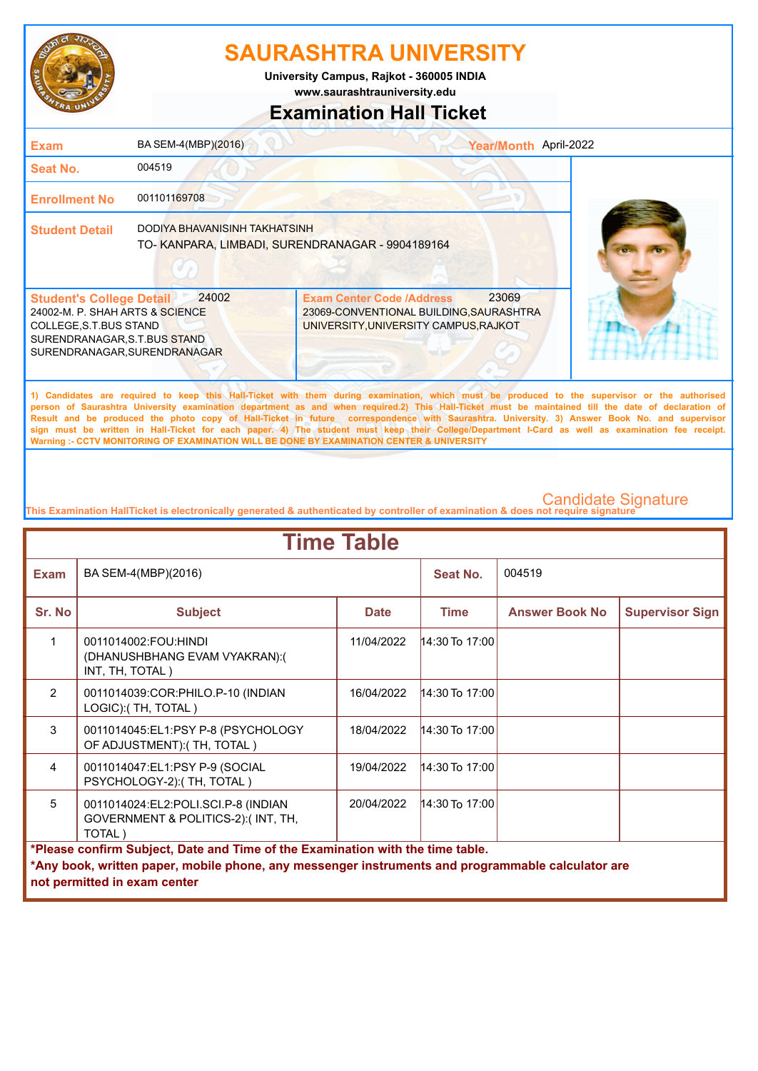# SAURASHTRA UNIVERSITY

University Campus, Rajkot - 360005 INDIA
www.saurashtrauniversity.edu

## Examination Hall Ticket

| | | | |
|---|---|---|---|
| **Exam** | BA SEM-4(MBP)(2016) | **Year/Month** | April-2022 |
| **Seat No.** | 004519 | | |
| **Enrollment No** | 001101169708 | | |
| **Student Detail** | DODIYA BHAVANISINH TAKHATSINH<br>TO- KANPARA, LIMBADI, SURENDRANAGAR - 9904189164 | | |

| **Student's College Detail** 24002 | **Exam Center Code /Address** 23069 |
|---|---|
| 24002-M. P. SHAH ARTS & SCIENCE COLLEGE,S.T.BUS STAND SURENDRANAGAR,S.T.BUS STAND SURENDRANAGAR,SURENDRANAGAR | 23069-CONVENTIONAL BUILDING,SAURASHTRA UNIVERSITY,UNIVERSITY CAMPUS,RAJKOT |

**1) Candidates are required to keep this Hall-Ticket with them during examination, which must be produced to the supervisor or the authorised person of Saurashtra University examination department as and when required.2) This Hall-Ticket must be maintained till the date of declaration of Result and be produced the photo copy of Hall-Ticket in future correspondence with Saurashtra. University. 3) Answer Book No. and supervisor sign must be written in Hall-Ticket for each paper. 4) The student must keep their College/Department I-Card as well as examination fee receipt.**
**Warning :- CCTV MONITORING OF EXAMINATION WILL BE DONE BY EXAMINATION CENTER & UNIVERSITY**

Candidate Signature

This Examination HallTicket is electronically generated & authenticated by controller of examination & does not require signature

## Time Table

**Exam:** BA SEM-4(MBP)(2016) **Seat No.:** 004519

| Sr. No | Subject | Date | Time | Answer Book No | Supervisor Sign |
|---|---|---|---|---|---|
| 1 | 0011014002:FOU:HINDI (DHANUSHBHANG EVAM VYAKRAN):( INT, TH, TOTAL ) | 11/04/2022 | 14:30 To 17:00 | | |
| 2 | 0011014039:COR:PHILO.P-10 (INDIAN LOGIC):( TH, TOTAL ) | 16/04/2022 | 14:30 To 17:00 | | |
| 3 | 0011014045:EL1:PSY P-8 (PSYCHOLOGY OF ADJUSTMENT):( TH, TOTAL ) | 18/04/2022 | 14:30 To 17:00 | | |
| 4 | 0011014047:EL1:PSY P-9 (SOCIAL PSYCHOLOGY-2):( TH, TOTAL ) | 19/04/2022 | 14:30 To 17:00 | | |
| 5 | 0011014024:EL2:POLI.SCI.P-8 (INDIAN GOVERNMENT & POLITICS-2):( INT, TH, TOTAL ) | 20/04/2022 | 14:30 To 17:00 | | |

**\*Please confirm Subject, Date and Time of the Examination with the time table.**
**\*Any book, written paper, mobile phone, any messenger instruments and programmable calculator are not permitted in exam center**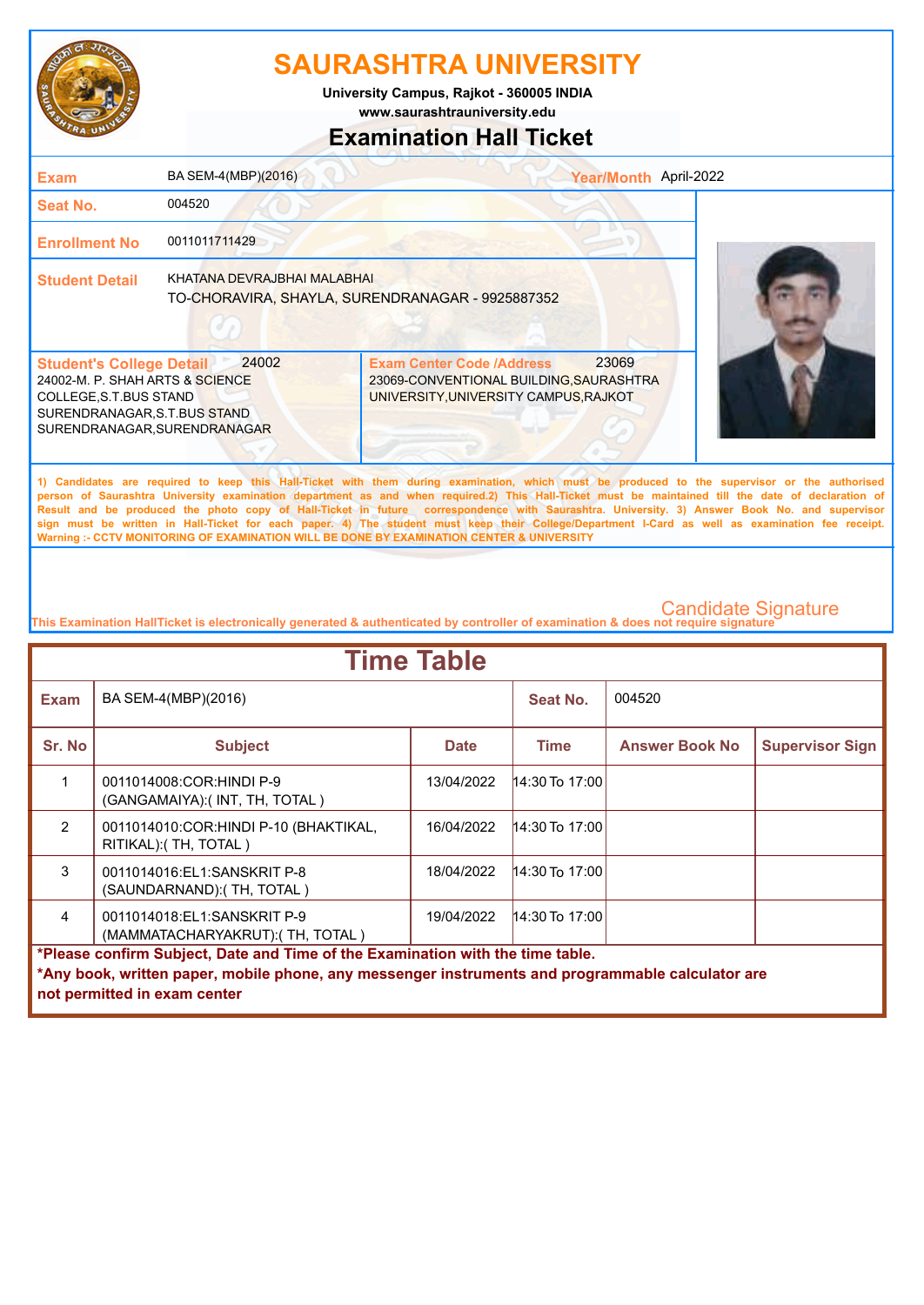# SAURASHTRA UNIVERSITY

**University Campus, Rajkot - 360005 INDIA**
**www.saurashtrauniversity.edu**

## Examination Hall Ticket

| | | | |
|---|---|---|---|
| **Exam** | BA SEM-4(MBP)(2016) | **Year/Month** | April-2022 |
| **Seat No.** | 004520 | | |
| **Enrollment No** | 0011011711429 | | |
| **Student Detail** | KHATANA DEVRAJBHAI MALABHAI<br>TO-CHORAVIRA, SHAYLA, SURENDRANAGAR - 9925887352 | | |

| **Student's College Detail** 24002 | **Exam Center Code /Address** 23069 |
|---|---|
| 24002-M. P. SHAH ARTS & SCIENCE COLLEGE,S.T.BUS STAND SURENDRANAGAR,S.T.BUS STAND SURENDRANAGAR,SURENDRANAGAR | 23069-CONVENTIONAL BUILDING,SAURASHTRA UNIVERSITY,UNIVERSITY CAMPUS,RAJKOT |

**1) Candidates are required to keep this Hall-Ticket with them during examination, which must be produced to the supervisor or the authorised person of Saurashtra University examination department as and when required.2) This Hall-Ticket must be maintained till the date of declaration of Result and be produced the photo copy of Hall-Ticket in future correspondence with Saurashtra. University. 3) Answer Book No. and supervisor sign must be written in Hall-Ticket for each paper. 4) The student must keep their College/Department I-Card as well as examination fee receipt. Warning :- CCTV MONITORING OF EXAMINATION WILL BE DONE BY EXAMINATION CENTER & UNIVERSITY**

Candidate Signature

This Examination HallTicket is electronically generated & authenticated by controller of examination & does not require signature

## Time Table

| **Exam** | BA SEM-4(MBP)(2016) | | **Seat No.** | 004520 | |
|---|---|---|---|---|---|
| **Sr. No** | **Subject** | **Date** | **Time** | **Answer Book No** | **Supervisor Sign** |
| 1 | 0011014008:COR:HINDI P-9 (GANGAMAIYA):( INT, TH, TOTAL ) | 13/04/2022 | 14:30 To 17:00 | | |
| 2 | 0011014010:COR:HINDI P-10 (BHAKTIKAL, RITIKAL):( TH, TOTAL ) | 16/04/2022 | 14:30 To 17:00 | | |
| 3 | 0011014016:EL1:SANSKRIT P-8 (SAUNDARNAND):( TH, TOTAL ) | 18/04/2022 | 14:30 To 17:00 | | |
| 4 | 0011014018:EL1:SANSKRIT P-9 (MAMMATACHARYAKRUT):( TH, TOTAL ) | 19/04/2022 | 14:30 To 17:00 | | |

**\*Please confirm Subject, Date and Time of the Examination with the time table.**
**\*Any book, written paper, mobile phone, any messenger instruments and programmable calculator are not permitted in exam center**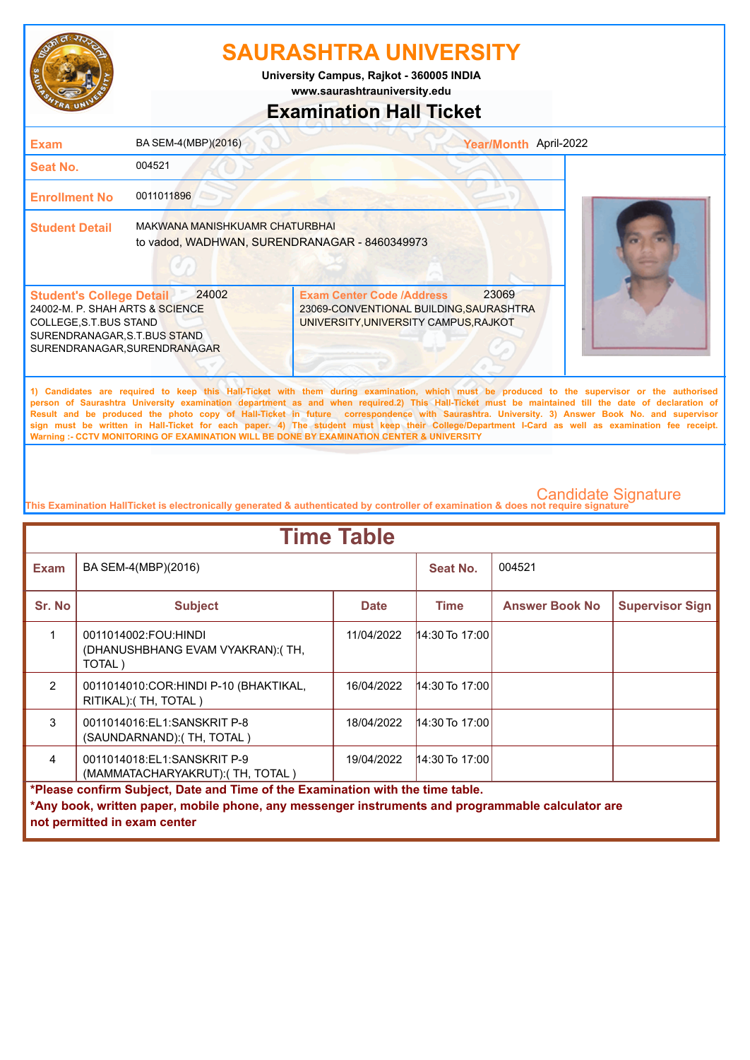# SAURASHTRA UNIVERSITY

University Campus, Rajkot - 360005 INDIA

www.saurashtrauniversity.edu

## Examination Hall Ticket

| | |
|---|---|
| **Exam** | BA SEM-4(MBP)(2016) |
| **Year/Month** | April-2022 |
| **Seat No.** | 004521 |
| **Enrollment No** | 0011011896 |
| **Student Detail** | MAKWANA MANISHKUAMR CHATURBHAI<br>to vadod, WADHWAN, SURENDRANAGAR - 8460349973 |

| **Student's College Detail** 24002 | **Exam Center Code /Address** 23069 |
|---|---|
| 24002-M. P. SHAH ARTS & SCIENCE COLLEGE,S.T.BUS STAND SURENDRANAGAR,S.T.BUS STAND SURENDRANAGAR,SURENDRANAGAR | 23069-CONVENTIONAL BUILDING,SAURASHTRA UNIVERSITY,UNIVERSITY CAMPUS,RAJKOT |

**1) Candidates are required to keep this Hall-Ticket with them during examination, which must be produced to the supervisor or the authorised person of Saurashtra University examination department as and when required.2) This Hall-Ticket must be maintained till the date of declaration of Result and be produced the photo copy of Hall-Ticket in future correspondence with Saurashtra. University. 3) Answer Book No. and supervisor sign must be written in Hall-Ticket for each paper. 4) The student must keep their College/Department I-Card as well as examination fee receipt.**
**Warning :- CCTV MONITORING OF EXAMINATION WILL BE DONE BY EXAMINATION CENTER & UNIVERSITY**

Candidate Signature

This Examination HallTicket is electronically generated & authenticated by controller of examination & does not require signature

## Time Table

| **Exam** | BA SEM-4(MBP)(2016) | **Seat No.** | 004521 |
|---|---|---|---|

| Sr. No | Subject | Date | Time | Answer Book No | Supervisor Sign |
|---|---|---|---|---|---|
| 1 | 0011014002:FOU:HINDI (DHANUSHBHANG EVAM VYAKRAN):( TH, TOTAL ) | 11/04/2022 | 14:30 To 17:00 | | |
| 2 | 0011014010:COR:HINDI P-10 (BHAKTIKAL, RITIKAL):( TH, TOTAL ) | 16/04/2022 | 14:30 To 17:00 | | |
| 3 | 0011014016:EL1:SANSKRIT P-8 (SAUNDARNAND):( TH, TOTAL ) | 18/04/2022 | 14:30 To 17:00 | | |
| 4 | 0011014018:EL1:SANSKRIT P-9 (MAMMATACHARYAKRUT):( TH, TOTAL ) | 19/04/2022 | 14:30 To 17:00 | | |

**\*Please confirm Subject, Date and Time of the Examination with the time table.**
**\*Any book, written paper, mobile phone, any messenger instruments and programmable calculator are not permitted in exam center**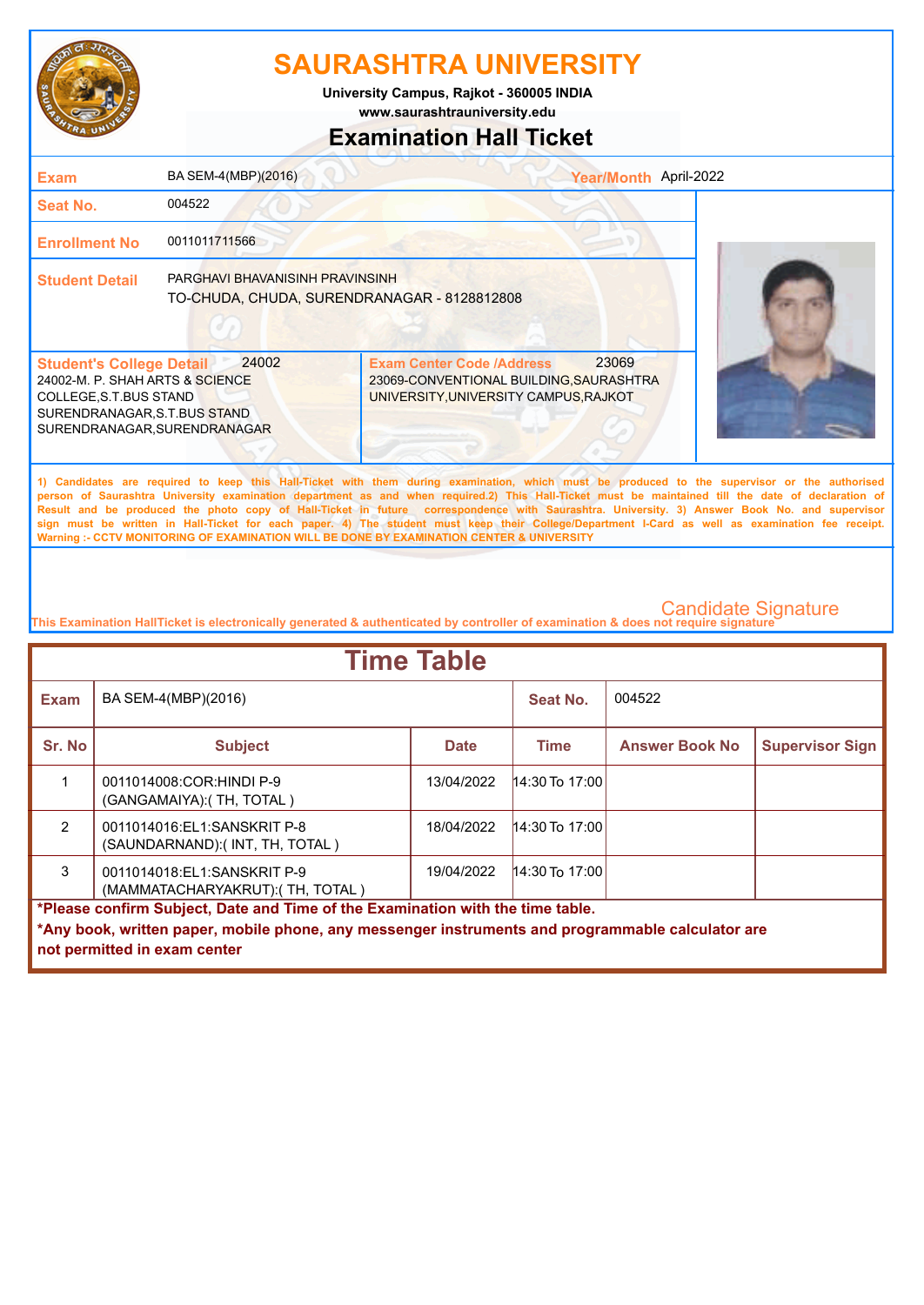# SAURASHTRA UNIVERSITY

University Campus, Rajkot - 360005 INDIA
www.saurashtrauniversity.edu

## Examination Hall Ticket

| | | | |
|---|---|---|---|
| **Exam** | BA SEM-4(MBP)(2016) | **Year/Month** | April-2022 |
| **Seat No.** | 004522 | | |
| **Enrollment No** | 0011011711566 | | |
| **Student Detail** | PARGHAVI BHAVANISINH PRAVINSINH<br>TO-CHUDA, CHUDA, SURENDRANAGAR - 8128812808 | | |

| **Student's College Detail** 24002 | **Exam Center Code /Address** 23069 |
|---|---|
| 24002-M. P. SHAH ARTS & SCIENCE COLLEGE,S.T.BUS STAND SURENDRANAGAR,S.T.BUS STAND SURENDRANAGAR,SURENDRANAGAR | 23069-CONVENTIONAL BUILDING,SAURASHTRA UNIVERSITY,UNIVERSITY CAMPUS,RAJKOT |

1) Candidates are required to keep this Hall-Ticket with them during examination, which must be produced to the supervisor or the authorised person of Saurashtra University examination department as and when required.2) This Hall-Ticket must be maintained till the date of declaration of Result and be produced the photo copy of Hall-Ticket in future correspondence with Saurashtra. University. 3) Answer Book No. and supervisor sign must be written in Hall-Ticket for each paper. 4) The student must keep their College/Department I-Card as well as examination fee receipt.
Warning :- CCTV MONITORING OF EXAMINATION WILL BE DONE BY EXAMINATION CENTER & UNIVERSITY

Candidate Signature

This Examination HallTicket is electronically generated & authenticated by controller of examination & does not require signature

## Time Table

| **Exam** | BA SEM-4(MBP)(2016) | | **Seat No.** | 004522 | |
|---|---|---|---|---|---|
| **Sr. No** | **Subject** | **Date** | **Time** | **Answer Book No** | **Supervisor Sign** |
| 1 | 0011014008:COR:HINDI P-9 (GANGAMAIYA):( TH, TOTAL ) | 13/04/2022 | 14:30 To 17:00 | | |
| 2 | 0011014016:EL1:SANSKRIT P-8 (SAUNDARNAND):( INT, TH, TOTAL ) | 18/04/2022 | 14:30 To 17:00 | | |
| 3 | 0011014018:EL1:SANSKRIT P-9 (MAMMATACHARYAKRUT):( TH, TOTAL ) | 19/04/2022 | 14:30 To 17:00 | | |

**\*Please confirm Subject, Date and Time of the Examination with the time table.**

**\*Any book, written paper, mobile phone, any messenger instruments and programmable calculator are not permitted in exam center**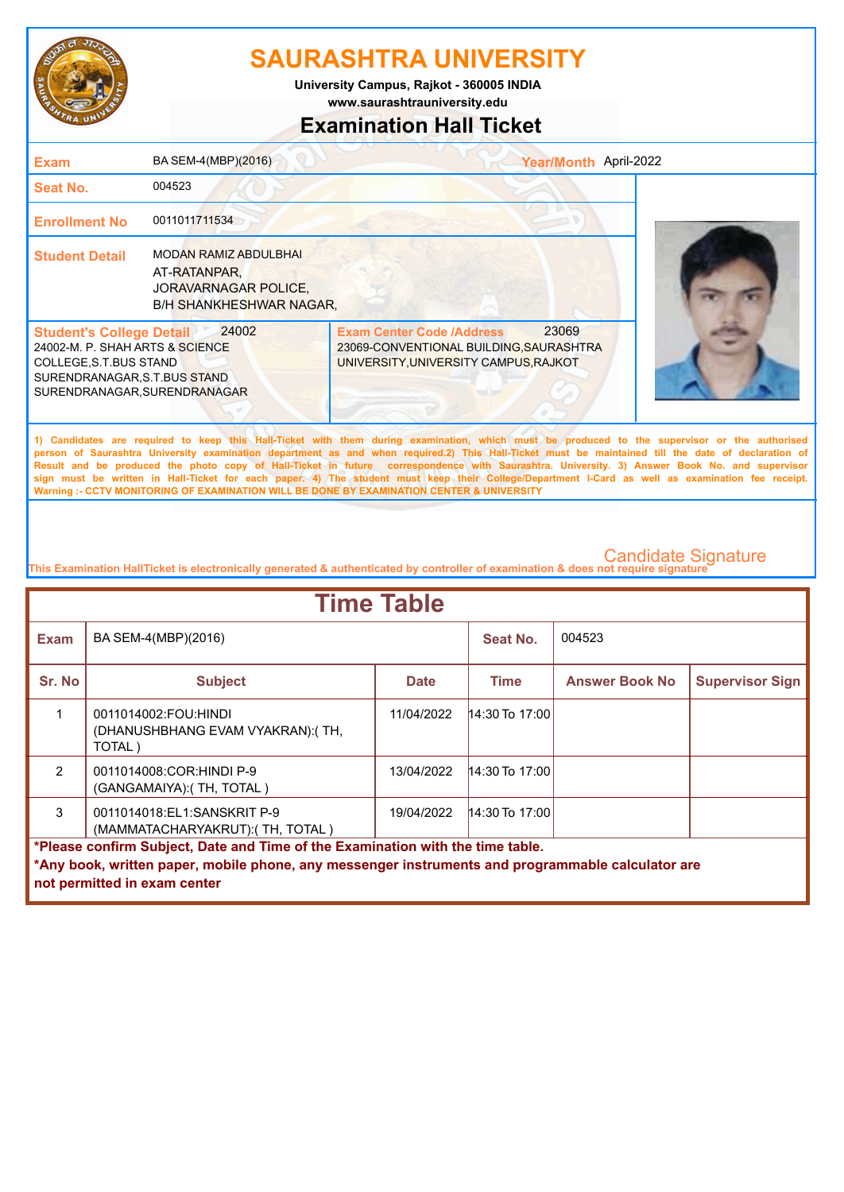# SAURASHTRA UNIVERSITY

**University Campus, Rajkot - 360005 INDIA**
**www.saurashtrauniversity.edu**

## Examination Hall Ticket

| | | | |
|---|---|---|---|
| **Exam** | BA SEM-4(MBP)(2016) | **Year/Month** | April-2022 |
| **Seat No.** | 004523 | | |
| **Enrollment No** | 0011011711534 | | |
| **Student Detail** | MODAN RAMIZ ABDULBHAI<br>AT-RATANPAR,<br>JORAVARNAGAR POLICE,<br>B/H SHANKHESHWAR NAGAR, | | |

| **Student's College Detail** 24002 | **Exam Center Code /Address** 23069 |
|---|---|
| 24002-M. P. SHAH ARTS & SCIENCE COLLEGE,S.T.BUS STAND SURENDRANAGAR,S.T.BUS STAND SURENDRANAGAR,SURENDRANAGAR | 23069-CONVENTIONAL BUILDING,SAURASHTRA UNIVERSITY,UNIVERSITY CAMPUS,RAJKOT |

**1) Candidates are required to keep this Hall-Ticket with them during examination, which must be produced to the supervisor or the authorised person of Saurashtra University examination department as and when required.2) This Hall-Ticket must be maintained till the date of declaration of Result and be produced the photo copy of Hall-Ticket in future correspondence with Saurashtra. University. 3) Answer Book No. and supervisor sign must be written in Hall-Ticket for each paper. 4) The student must keep their College/Department I-Card as well as examination fee receipt. Warning :- CCTV MONITORING OF EXAMINATION WILL BE DONE BY EXAMINATION CENTER & UNIVERSITY**

Candidate Signature

This Examination HallTicket is electronically generated & authenticated by controller of examination & does not require signature

## Time Table

| **Exam** | BA SEM-4(MBP)(2016) | **Seat No.** | 004523 |
|---|---|---|---|

| Sr. No | Subject | Date | Time | Answer Book No | Supervisor Sign |
|---|---|---|---|---|---|
| 1 | 0011014002:FOU:HINDI (DHANUSHBHANG EVAM VYAKRAN):( TH, TOTAL ) | 11/04/2022 | 14:30 To 17:00 | | |
| 2 | 0011014008:COR:HINDI P-9 (GANGAMAIYA):( TH, TOTAL ) | 13/04/2022 | 14:30 To 17:00 | | |
| 3 | 0011014018:EL1:SANSKRIT P-9 (MAMMATACHARYAKRUT):( TH, TOTAL ) | 19/04/2022 | 14:30 To 17:00 | | |

**\*Please confirm Subject, Date and Time of the Examination with the time table.**

**\*Any book, written paper, mobile phone, any messenger instruments and programmable calculator are not permitted in exam center**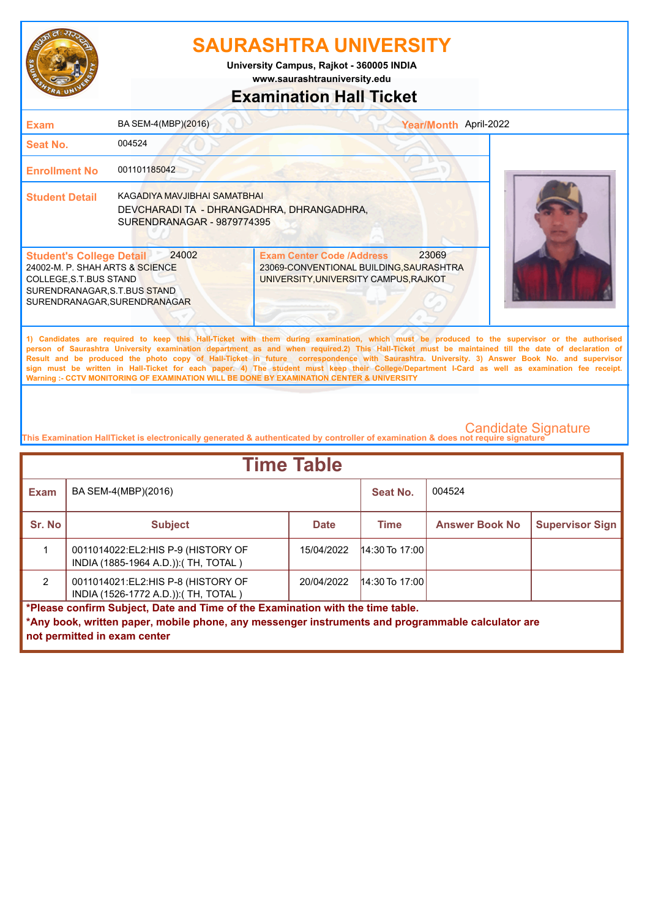# SAURASHTRA UNIVERSITY

**University Campus, Rajkot - 360005 INDIA**

**www.saurashtrauniversity.edu**

## Examination Hall Ticket

| | | | |
|---|---|---|---|
| **Exam** | BA SEM-4(MBP)(2016) | **Year/Month** | April-2022 |
| **Seat No.** | 004524 | | |
| **Enrollment No** | 001101185042 | | |
| **Student Detail** | KAGADIYA MAVJIBHAI SAMATBHAI<br>DEVCHARADI TA - DHRANGADHRA, DHRANGADHRA, SURENDRANAGAR - 9879774395 | | |

| **Student's College Detail** 24002 | **Exam Center Code /Address** 23069 |
|---|---|
| 24002-M. P. SHAH ARTS & SCIENCE COLLEGE,S.T.BUS STAND SURENDRANAGAR,S.T.BUS STAND SURENDRANAGAR,SURENDRANAGAR | 23069-CONVENTIONAL BUILDING,SAURASHTRA UNIVERSITY,UNIVERSITY CAMPUS,RAJKOT |

**1) Candidates are required to keep this Hall-Ticket with them during examination, which must be produced to the supervisor or the authorised person of Saurashtra University examination department as and when required.2) This Hall-Ticket must be maintained till the date of declaration of Result and be produced the photo copy of Hall-Ticket in future correspondence with Saurashtra. University. 3) Answer Book No. and supervisor sign must be written in Hall-Ticket for each paper. 4) The student must keep their College/Department I-Card as well as examination fee receipt.**
**Warning :- CCTV MONITORING OF EXAMINATION WILL BE DONE BY EXAMINATION CENTER & UNIVERSITY**

Candidate Signature

**This Examination HallTicket is electronically generated & authenticated by controller of examination & does not require signature**

## Time Table

| **Exam** | BA SEM-4(MBP)(2016) | | **Seat No.** | 004524 | |
|---|---|---|---|---|---|
| **Sr. No** | **Subject** | **Date** | **Time** | **Answer Book No** | **Supervisor Sign** |
| 1 | 0011014022:EL2:HIS P-9 (HISTORY OF INDIA (1885-1964 A.D.)):( TH, TOTAL ) | 15/04/2022 | 14:30 To 17:00 | | |
| 2 | 0011014021:EL2:HIS P-8 (HISTORY OF INDIA (1526-1772 A.D.)):( TH, TOTAL ) | 20/04/2022 | 14:30 To 17:00 | | |

**\*Please confirm Subject, Date and Time of the Examination with the time table.**
**\*Any book, written paper, mobile phone, any messenger instruments and programmable calculator are not permitted in exam center**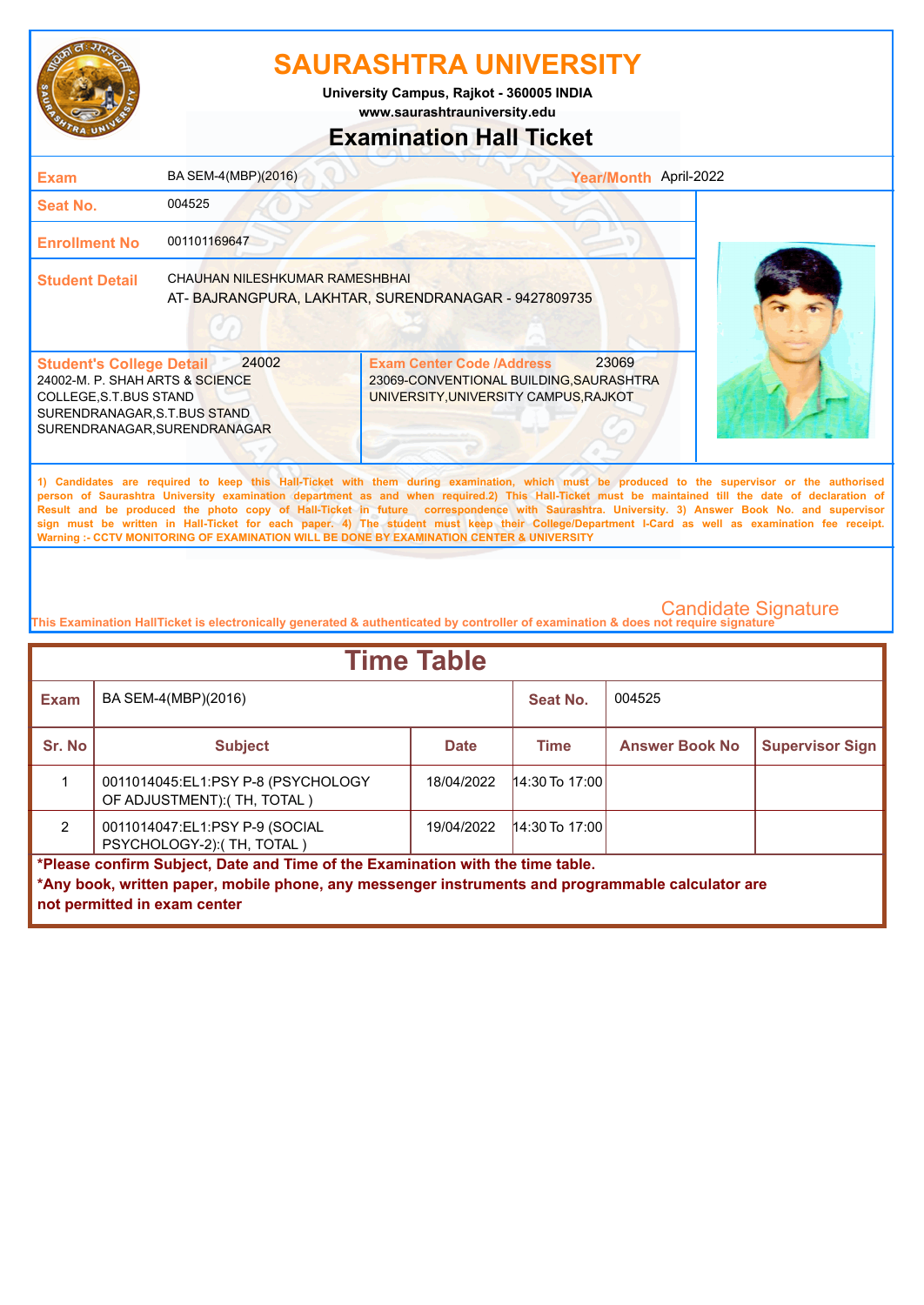# SAURASHTRA UNIVERSITY

**University Campus, Rajkot - 360005 INDIA**
**www.saurashtrauniversity.edu**

## Examination Hall Ticket

| | | | |
|---|---|---|---|
| **Exam** | BA SEM-4(MBP)(2016) | **Year/Month** | April-2022 |
| **Seat No.** | 004525 | | |
| **Enrollment No** | 001101169647 | | |
| **Student Detail** | CHAUHAN NILESHKUMAR RAMESHBHAI<br>AT- BAJRANGPURA, LAKHTAR, SURENDRANAGAR - 9427809735 | | |

| **Student's College Detail** 24002 | **Exam Center Code /Address** 23069 |
|---|---|
| 24002-M. P. SHAH ARTS & SCIENCE COLLEGE,S.T.BUS STAND SURENDRANAGAR,S.T.BUS STAND SURENDRANAGAR,SURENDRANAGAR | 23069-CONVENTIONAL BUILDING,SAURASHTRA UNIVERSITY,UNIVERSITY CAMPUS,RAJKOT |

1) Candidates are required to keep this Hall-Ticket with them during examination, which must be produced to the supervisor or the authorised person of Saurashtra University examination department as and when required.2) This Hall-Ticket must be maintained till the date of declaration of Result and be produced the photo copy of Hall-Ticket in future correspondence with Saurashtra. University. 3) Answer Book No. and supervisor sign must be written in Hall-Ticket for each paper. 4) The student must keep their College/Department I-Card as well as examination fee receipt.
Warning :- CCTV MONITORING OF EXAMINATION WILL BE DONE BY EXAMINATION CENTER & UNIVERSITY

Candidate Signature

This Examination HallTicket is electronically generated & authenticated by controller of examination & does not require signature

## Time Table

| **Exam** | BA SEM-4(MBP)(2016) | | **Seat No.** | 004525 | |
|---|---|---|---|---|---|
| **Sr. No** | **Subject** | **Date** | **Time** | **Answer Book No** | **Supervisor Sign** |
| 1 | 0011014045:EL1:PSY P-8 (PSYCHOLOGY OF ADJUSTMENT):( TH, TOTAL ) | 18/04/2022 | 14:30 To 17:00 | | |
| 2 | 0011014047:EL1:PSY P-9 (SOCIAL PSYCHOLOGY-2):( TH, TOTAL ) | 19/04/2022 | 14:30 To 17:00 | | |

**\*Please confirm Subject, Date and Time of the Examination with the time table.**
**\*Any book, written paper, mobile phone, any messenger instruments and programmable calculator are not permitted in exam center**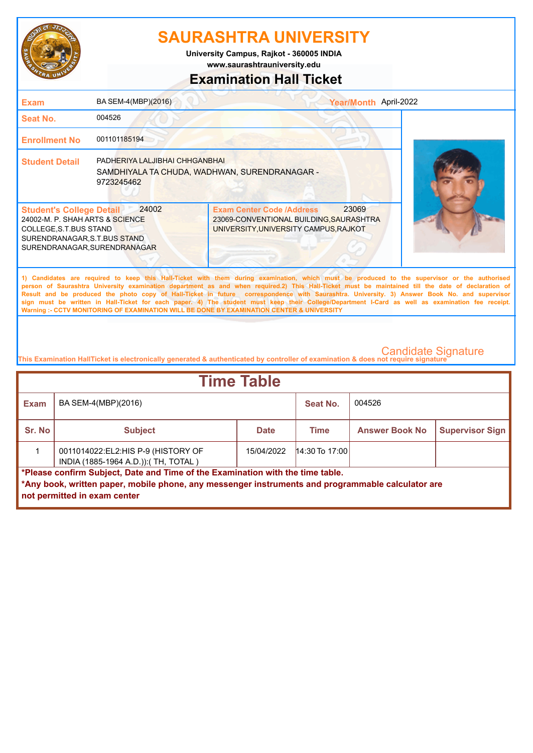# SAURASHTRA UNIVERSITY

**University Campus, Rajkot - 360005 INDIA**
**www.saurashtrauniversity.edu**

## Examination Hall Ticket

| | | | |
|---|---|---|---|
| **Exam** | BA SEM-4(MBP)(2016) | **Year/Month** | April-2022 |
| **Seat No.** | 004526 | | |
| **Enrollment No** | 001101185194 | | |
| **Student Detail** | PADHERIYA LALJIBHAI CHHGANBHAI<br>SAMDHIYALA TA CHUDA, WADHWAN, SURENDRANAGAR - 9723245462 | | |

| **Student's College Detail** 24002 | **Exam Center Code /Address** 23069 |
|---|---|
| 24002-M. P. SHAH ARTS & SCIENCE COLLEGE,S.T.BUS STAND SURENDRANAGAR,S.T.BUS STAND SURENDRANAGAR,SURENDRANAGAR | 23069-CONVENTIONAL BUILDING,SAURASHTRA UNIVERSITY,UNIVERSITY CAMPUS,RAJKOT |

1) Candidates are required to keep this Hall-Ticket with them during examination, which must be produced to the supervisor or the authorised person of Saurashtra University examination department as and when required.2) This Hall-Ticket must be maintained till the date of declaration of Result and be produced the photo copy of Hall-Ticket in future correspondence with Saurashtra. University. 3) Answer Book No. and supervisor sign must be written in Hall-Ticket for each paper. 4) The student must keep their College/Department I-Card as well as examination fee receipt.
Warning :- CCTV MONITORING OF EXAMINATION WILL BE DONE BY EXAMINATION CENTER & UNIVERSITY

Candidate Signature

This Examination HallTicket is electronically generated & authenticated by controller of examination & does not require signature

## Time Table

| **Exam** | BA SEM-4(MBP)(2016) | | **Seat No.** | 004526 | |
|---|---|---|---|---|---|
| **Sr. No** | **Subject** | **Date** | **Time** | **Answer Book No** | **Supervisor Sign** |
| 1 | 0011014022:EL2:HIS P-9 (HISTORY OF INDIA (1885-1964 A.D.)):( TH, TOTAL ) | 15/04/2022 | 14:30 To 17:00 | | |

**\*Please confirm Subject, Date and Time of the Examination with the time table.**
**\*Any book, written paper, mobile phone, any messenger instruments and programmable calculator are not permitted in exam center**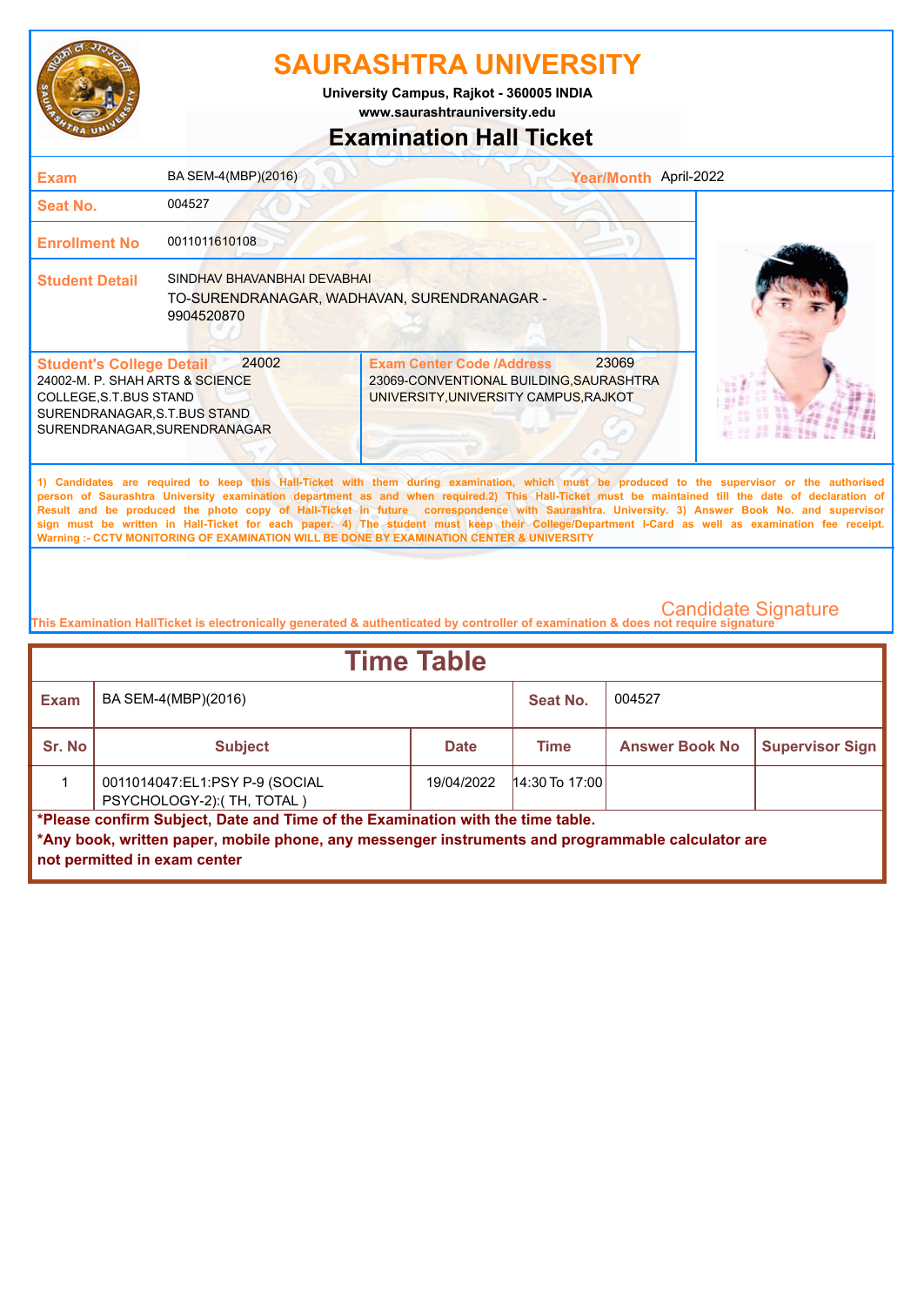# SAURASHTRA UNIVERSITY

University Campus, Rajkot - 360005 INDIA

www.saurashtrauniversity.edu

## Examination Hall Ticket

| | | | |
|---|---|---|---|
| **Exam** | BA SEM-4(MBP)(2016) | **Year/Month** | April-2022 |
| **Seat No.** | 004527 | | |
| **Enrollment No** | 0011011610108 | | |
| **Student Detail** | SINDHAV BHAVANBHAI DEVABHAI<br>TO-SURENDRANAGAR, WADHAVAN, SURENDRANAGAR - 9904520870 | | |

**Student's College Detail** 24002

24002-M. P. SHAH ARTS & SCIENCE COLLEGE,S.T.BUS STAND SURENDRANAGAR,S.T.BUS STAND SURENDRANAGAR,SURENDRANAGAR

**Exam Center Code /Address** 23069

23069-CONVENTIONAL BUILDING,SAURASHTRA UNIVERSITY,UNIVERSITY CAMPUS,RAJKOT

1) Candidates are required to keep this Hall-Ticket with them during examination, which must be produced to the supervisor or the authorised person of Saurashtra University examination department as and when required.2) This Hall-Ticket must be maintained till the date of declaration of Result and be produced the photo copy of Hall-Ticket in future correspondence with Saurashtra. University. 3) Answer Book No. and supervisor sign must be written in Hall-Ticket for each paper. 4) The student must keep their College/Department I-Card as well as examination fee receipt.
Warning :- CCTV MONITORING OF EXAMINATION WILL BE DONE BY EXAMINATION CENTER & UNIVERSITY

Candidate Signature

This Examination HallTicket is electronically generated & authenticated by controller of examination & does not require signature

## Time Table

| Exam | BA SEM-4(MBP)(2016) | | Seat No. | 004527 | |
|---|---|---|---|---|---|
| **Sr. No** | **Subject** | **Date** | **Time** | **Answer Book No** | **Supervisor Sign** |
| 1 | 0011014047:EL1:PSY P-9 (SOCIAL PSYCHOLOGY-2):( TH, TOTAL ) | 19/04/2022 | 14:30 To 17:00 | | |

**\*Please confirm Subject, Date and Time of the Examination with the time table.**

**\*Any book, written paper, mobile phone, any messenger instruments and programmable calculator are not permitted in exam center**